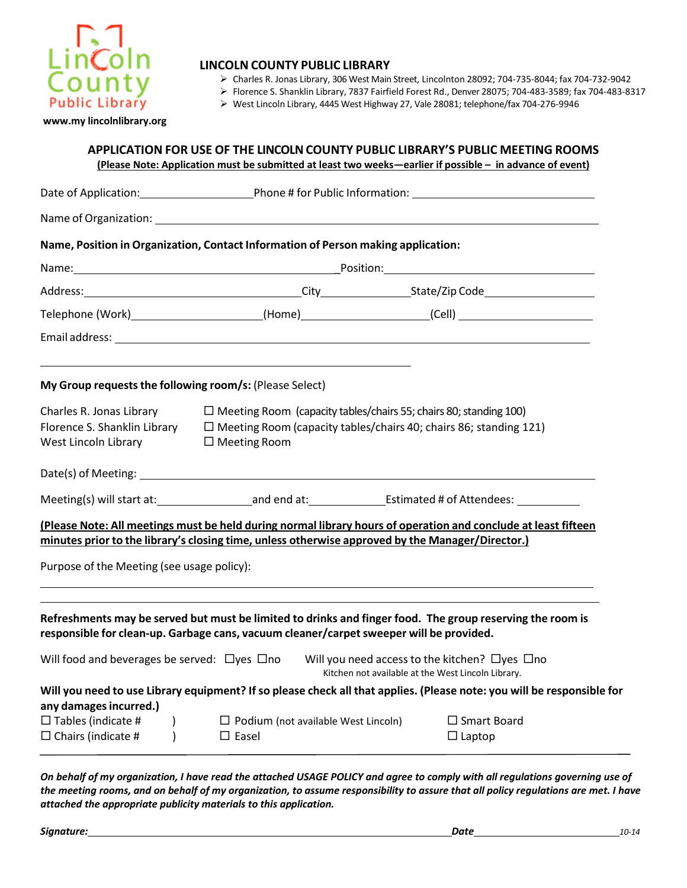Lincoln County Public Library

www.my lincolnlibrary.org

**LINCOLN COUNTY PUBLIC LIBRARY**

- Charles R. Jonas Library, 306 West Main Street, Lincolnton 28092; 704-735-8044; fax 704-732-9042
- Florence S. Shanklin Library, 7837 Fairfield Forest Rd., Denver 28075; 704-483-3589; fax 704-483-8317
- West Lincoln Library, 4445 West Highway 27, Vale 28081; telephone/fax 704-276-9946

## APPLICATION FOR USE OF THE LINCOLN COUNTY PUBLIC LIBRARY'S PUBLIC MEETING ROOMS

**(Please Note: Application must be submitted at least two weeks—earlier if possible – in advance of event)**

Date of Application:__________________ Phone # for Public Information: ______________________________

Name of Organization: ______________________________________________________________________

**Name, Position in Organization, Contact Information of Person making application:**

Name:_____________________________________________ Position:______________________________

Address:___________________________________ City_____________ State/Zip Code__________________

Telephone (Work)_____________________ (Home)____________________ (Cell) _____________________

Email address: ______________________________________________________________________________

_______________________________________________________________

**My Group requests the following room/s:** (Please Select)

| | |
|---|---|
| Charles R. Jonas Library | ☐ Meeting Room (capacity tables/chairs 55; chairs 80; standing 100) |
| Florence S. Shanklin Library | ☐ Meeting Room (capacity tables/chairs 40; chairs 86; standing 121) |
| West Lincoln Library | ☐ Meeting Room |

Date(s) of Meeting: __________________________________________________________________________

Meeting(s) will start at:_______________ and end at:____________ Estimated # of Attendees: __________

**(Please Note: All meetings must be held during normal library hours of operation and conclude at least fifteen minutes prior to the library's closing time, unless otherwise approved by the Manager/Director.)**

Purpose of the Meeting (see usage policy):

______________________________________________________________________________________

______________________________________________________________________________________

**Refreshments may be served but must be limited to drinks and finger food. The group reserving the room is responsible for clean-up. Garbage cans, vacuum cleaner/carpet sweeper will be provided.**

Will food and beverages be served: ☐yes ☐no Will you need access to the kitchen? ☐yes ☐no
Kitchen not available at the West Lincoln Library.

**Will you need to use Library equipment? If so please check all that applies. (Please note: you will be responsible for any damages incurred.)**

| | | |
|---|---|---|
| ☐ Tables (indicate # ) | ☐ Podium (not available West Lincoln) | ☐ Smart Board |
| ☐ Chairs (indicate # ) | ☐ Easel | ☐ Laptop |

***On behalf of my organization, I have read the attached USAGE POLICY and agree to comply with all regulations governing use of the meeting rooms, and on behalf of my organization, to assume responsibility to assure that all policy regulations are met. I have attached the appropriate publicity materials to this application.***

***Signature:***_________________________________________________________ ***Date***_______________________ *10-14*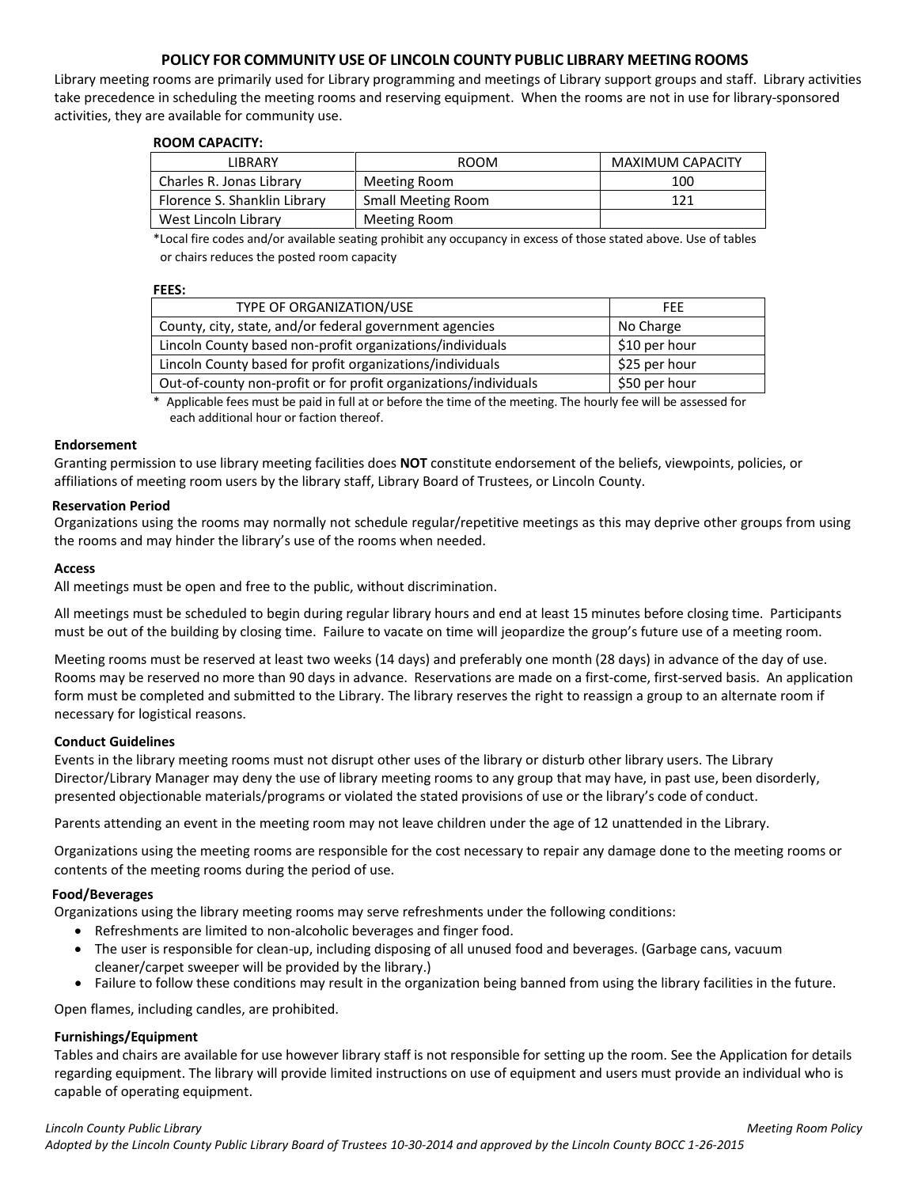# POLICY FOR COMMUNITY USE OF LINCOLN COUNTY PUBLIC LIBRARY MEETING ROOMS

Library meeting rooms are primarily used for Library programming and meetings of Library support groups and staff. Library activities take precedence in scheduling the meeting rooms and reserving equipment. When the rooms are not in use for library-sponsored activities, they are available for community use.

**ROOM CAPACITY:**

| LIBRARY | ROOM | MAXIMUM CAPACITY |
|---|---|---|
| Charles R. Jonas Library | Meeting Room | 100 |
| Florence S. Shanklin Library | Small Meeting Room | 121 |
| West Lincoln Library | Meeting Room | |

*Local fire codes and/or available seating prohibit any occupancy in excess of those stated above. Use of tables or chairs reduces the posted room capacity

**FEES:**

| TYPE OF ORGANIZATION/USE | FEE |
|---|---|
| County, city, state, and/or federal government agencies | No Charge |
| Lincoln County based non-profit organizations/individuals | $10 per hour |
| Lincoln County based for profit organizations/individuals | $25 per hour |
| Out-of-county non-profit or for profit organizations/individuals | $50 per hour |

\* Applicable fees must be paid in full at or before the time of the meeting. The hourly fee will be assessed for each additional hour or faction thereof.

### Endorsement

Granting permission to use library meeting facilities does **NOT** constitute endorsement of the beliefs, viewpoints, policies, or affiliations of meeting room users by the library staff, Library Board of Trustees, or Lincoln County.

### Reservation Period

Organizations using the rooms may normally not schedule regular/repetitive meetings as this may deprive other groups from using the rooms and may hinder the library's use of the rooms when needed.

### Access

All meetings must be open and free to the public, without discrimination.

All meetings must be scheduled to begin during regular library hours and end at least 15 minutes before closing time. Participants must be out of the building by closing time. Failure to vacate on time will jeopardize the group's future use of a meeting room.

Meeting rooms must be reserved at least two weeks (14 days) and preferably one month (28 days) in advance of the day of use. Rooms may be reserved no more than 90 days in advance. Reservations are made on a first-come, first-served basis. An application form must be completed and submitted to the Library. The library reserves the right to reassign a group to an alternate room if necessary for logistical reasons.

### Conduct Guidelines

Events in the library meeting rooms must not disrupt other uses of the library or disturb other library users. The Library Director/Library Manager may deny the use of library meeting rooms to any group that may have, in past use, been disorderly, presented objectionable materials/programs or violated the stated provisions of use or the library's code of conduct.

Parents attending an event in the meeting room may not leave children under the age of 12 unattended in the Library.

Organizations using the meeting rooms are responsible for the cost necessary to repair any damage done to the meeting rooms or contents of the meeting rooms during the period of use.

### Food/Beverages

Organizations using the library meeting rooms may serve refreshments under the following conditions:

- Refreshments are limited to non-alcoholic beverages and finger food.
- The user is responsible for clean-up, including disposing of all unused food and beverages. (Garbage cans, vacuum cleaner/carpet sweeper will be provided by the library.)
- Failure to follow these conditions may result in the organization being banned from using the library facilities in the future.

Open flames, including candles, are prohibited.

### Furnishings/Equipment

Tables and chairs are available for use however library staff is not responsible for setting up the room. See the Application for details regarding equipment. The library will provide limited instructions on use of equipment and users must provide an individual who is capable of operating equipment.

*Adopted by the Lincoln County Public Library Board of Trustees 10-30-2014 and approved by the Lincoln County BOCC 1-26-2015*